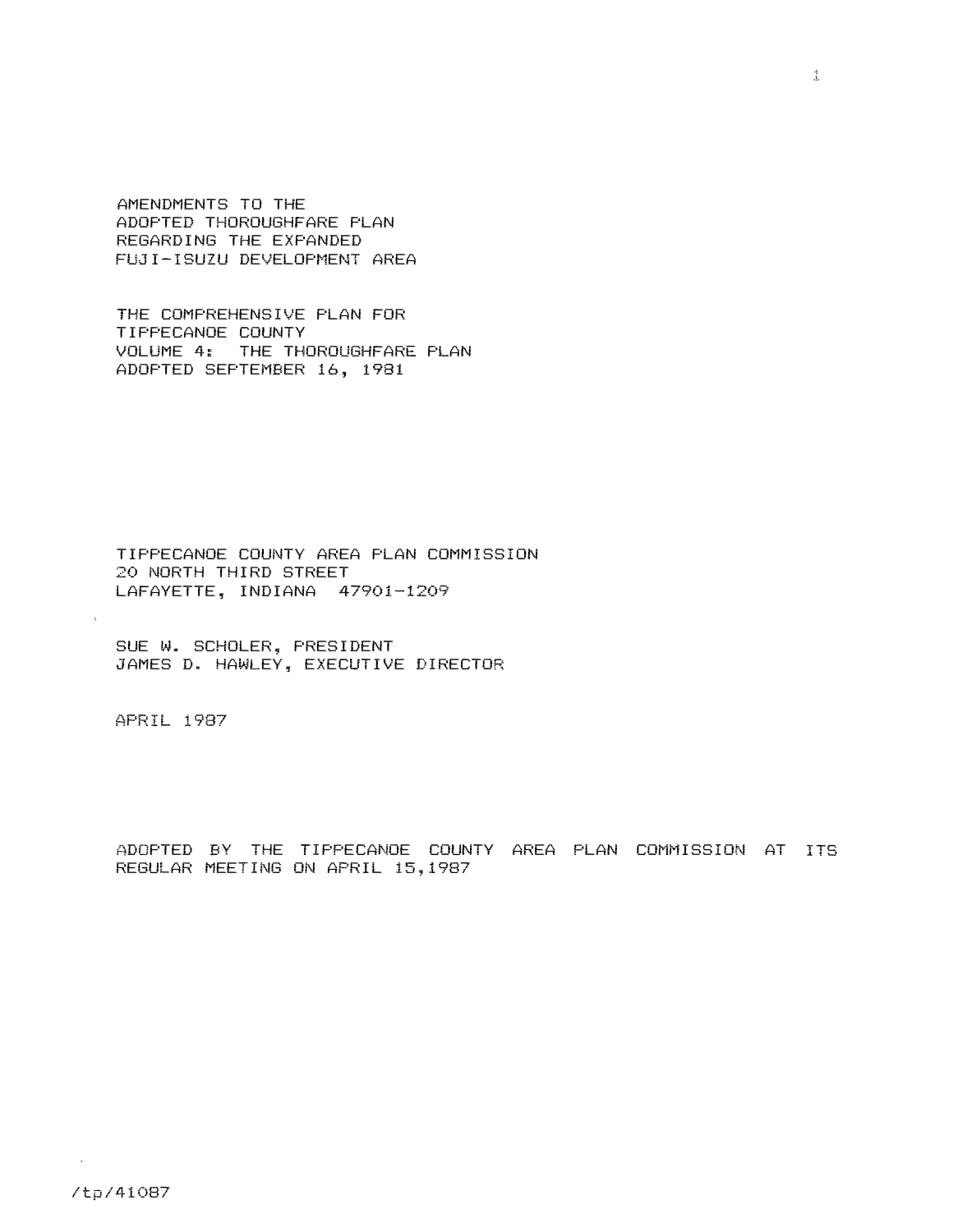# AMENDMENTS TO THE ADOPTED THOROUGHFARE PLAN REGARDING THE EXPANDED FUJI-ISUZU DEVELOPMENT AREA

THE COMPREHENSIVE PLAN FOR
TIPPECANOE COUNTY
VOLUME 4: THE THOROUGHFARE PLAN
ADOPTED SEPTEMBER 16, 1981

TIPPECANOE COUNTY AREA PLAN COMMISSION
20 NORTH THIRD STREET
LAFAYETTE, INDIANA 47901-1209

SUE W. SCHOLER, PRESIDENT
JAMES D. HAWLEY, EXECUTIVE DIRECTOR

APRIL 1987

ADOPTED BY THE TIPPECANOE COUNTY AREA PLAN COMMISSION AT ITS REGULAR MEETING ON APRIL 15,1987

/tp/41087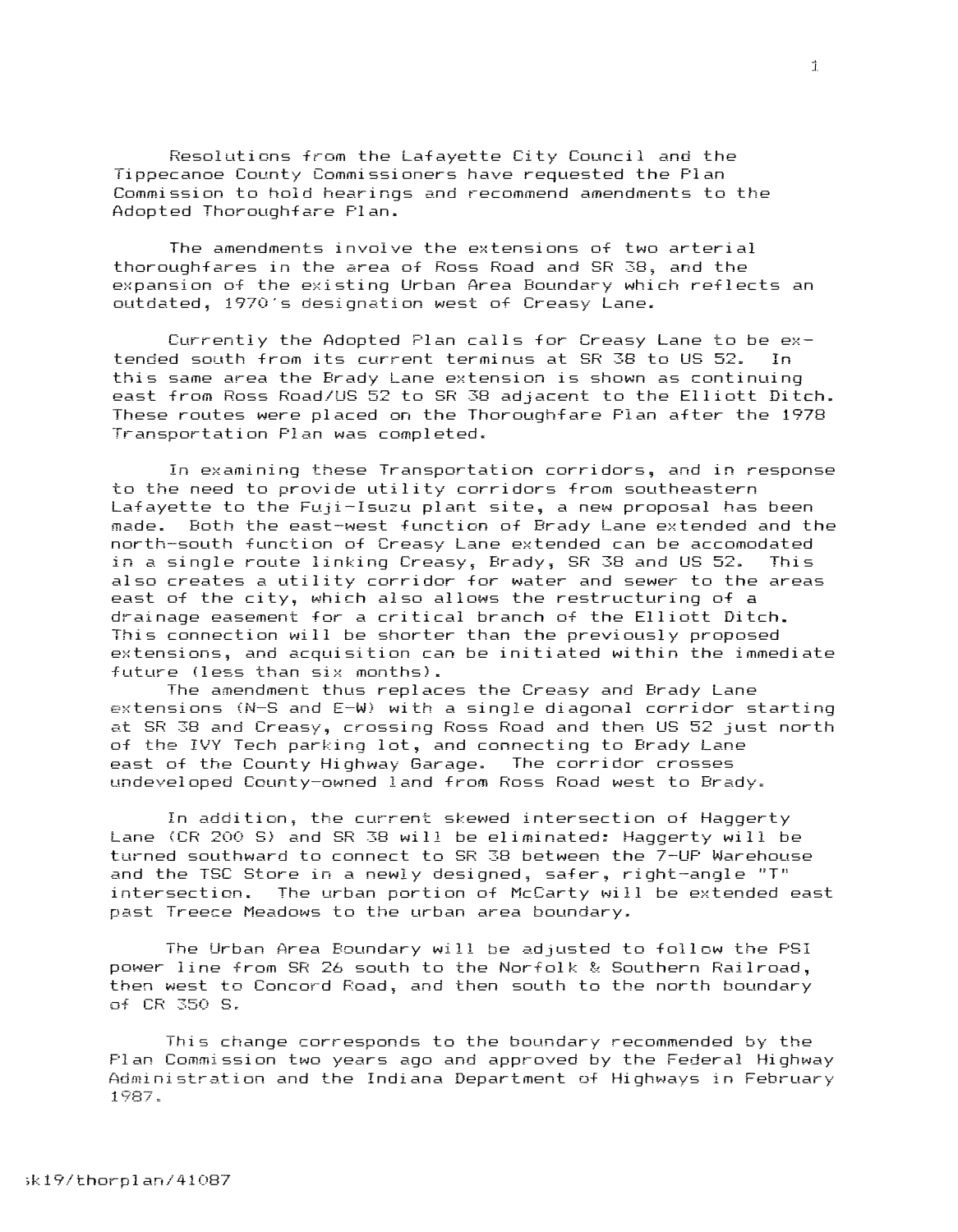Resolutions from the Lafayette City Council and the Tippecanoe County Commissioners have requested the Plan Commission to hold hearings and recommend amendments to the Adopted Thoroughfare Plan.

The amendments involve the extensions of two arterial thoroughfares in the area of Ross Road and SR 38, and the expansion of the existing Urban Area Boundary which reflects an outdated, 1970's designation west of Creasy Lane.

Currently the Adopted Plan calls for Creasy Lane to be extended south from its current terminus at SR 38 to US 52. In this same area the Brady Lane extension is shown as continuing east from Ross Road/US 52 to SR 38 adjacent to the Elliott Ditch. These routes were placed on the Thoroughfare Plan after the 1978 Transportation Plan was completed.

In examining these Transportation corridors, and in response to the need to provide utility corridors from southeastern Lafayette to the Fuji-Isuzu plant site, a new proposal has been made. Both the east-west function of Brady Lane extended and the north-south function of Creasy Lane extended can be accomodated in a single route linking Creasy, Brady, SR 38 and US 52. This also creates a utility corridor for water and sewer to the areas east of the city, which also allows the restructuring of a drainage easement for a critical branch of the Elliott Ditch. This connection will be shorter than the previously proposed extensions, and acquisition can be initiated within the immediate future (less than six months).

The amendment thus replaces the Creasy and Brady Lane extensions (N-S and E-W) with a single diagonal corridor starting at SR 38 and Creasy, crossing Ross Road and then US 52 just north of the IVY Tech parking lot, and connecting to Brady Lane east of the County Highway Garage. The corridor crosses undeveloped County-owned land from Ross Road west to Brady.

In addition, the current skewed intersection of Haggerty Lane (CR 200 S) and SR 38 will be eliminated: Haggerty will be turned southward to connect to SR 38 between the 7-UP Warehouse and the TSC Store in a newly designed, safer, right-angle "T" intersection. The urban portion of McCarty will be extended east past Treece Meadows to the urban area boundary.

The Urban Area Boundary will be adjusted to follow the PSI power line from SR 26 south to the Norfolk & Southern Railroad, then west to Concord Road, and then south to the north boundary of CR 350 S.

This change corresponds to the boundary recommended by the Plan Commission two years ago and approved by the Federal Highway Administration and the Indiana Department of Highways in February 1987.

sk19/thorplan/41087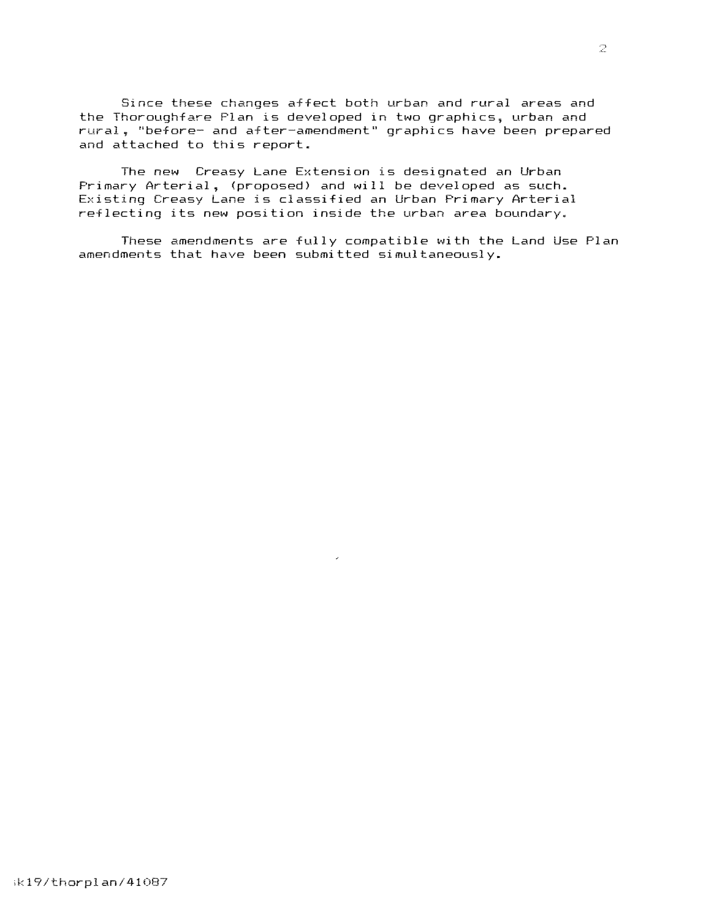Since these changes affect both urban and rural areas and the Thoroughfare Plan is developed in two graphics, urban and rural, "before- and after-amendment" graphics have been prepared and attached to this report.

The new Creasy Lane Extension is designated an Urban Primary Arterial, (proposed) and will be developed as such. Existing Creasy Lane is classified an Urban Primary Arterial reflecting its new position inside the urban area boundary.

These amendments are fully compatible with the Land Use Plan amendments that have been submitted simultaneously.

k19/thorplan/41087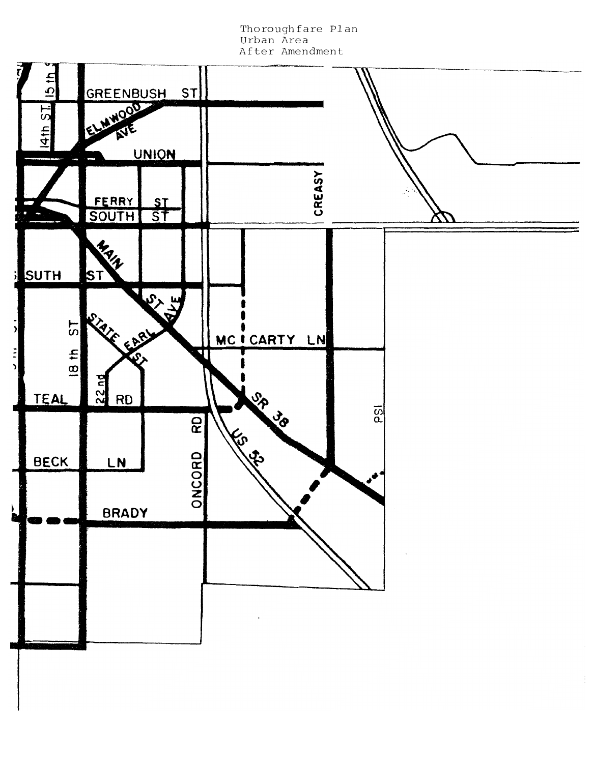Thoroughfare Plan
Urban Area
After Amendment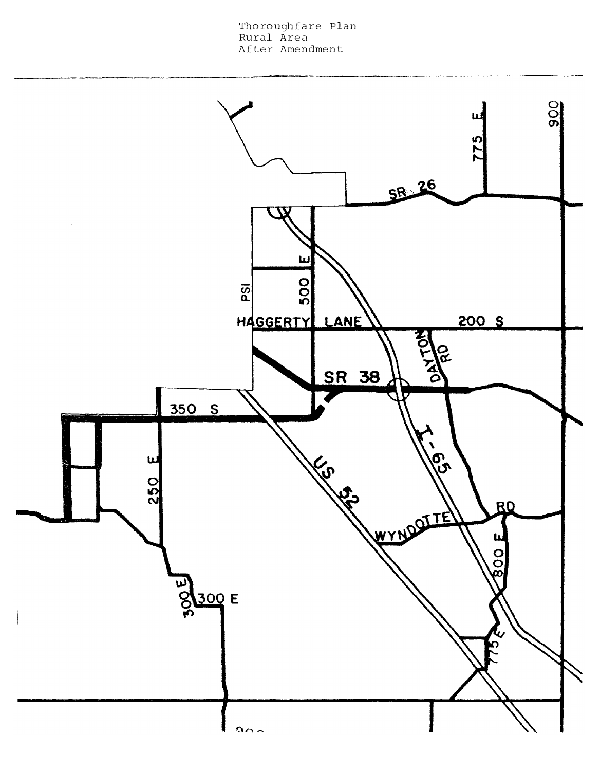Thoroughfare Plan
Rural Area
After Amendment

SR 26

775 E

900

PSI

500 E

HAGGERTY LANE

200 S

DAYTON RD

SR 38

350 S

I-65

250 E

US 52

WYNDOTTE RD

800 E

300 E

300 E

775 E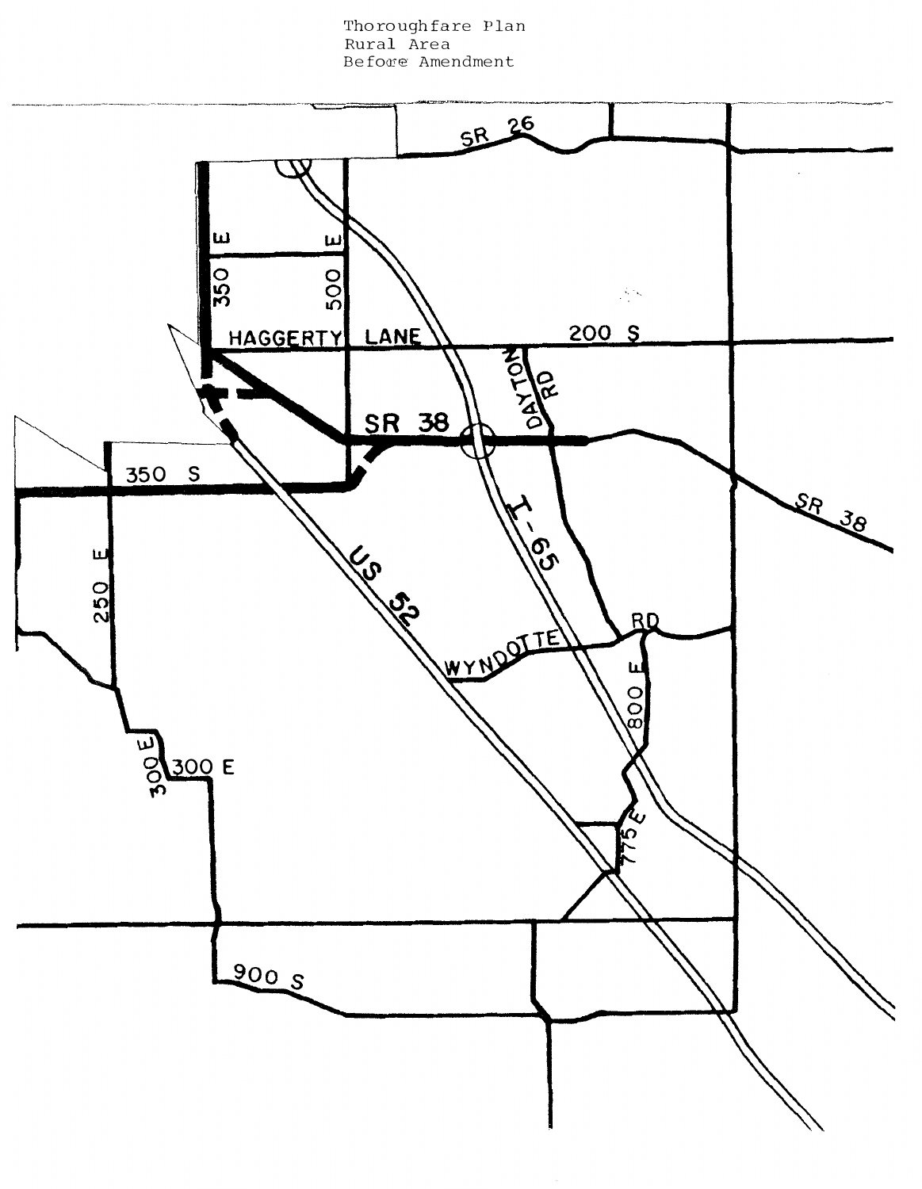Thoroughfare Plan
Rural Area
Before Amendment

SR 26

350 E

500 E

HAGGERTY LANE

200 S

DAYTON RD

SR 38

350 S

SR 38

I-65

US 52

250 E

WYNDOTTE RD

800 E

300 E

300 E

775 E

900 S